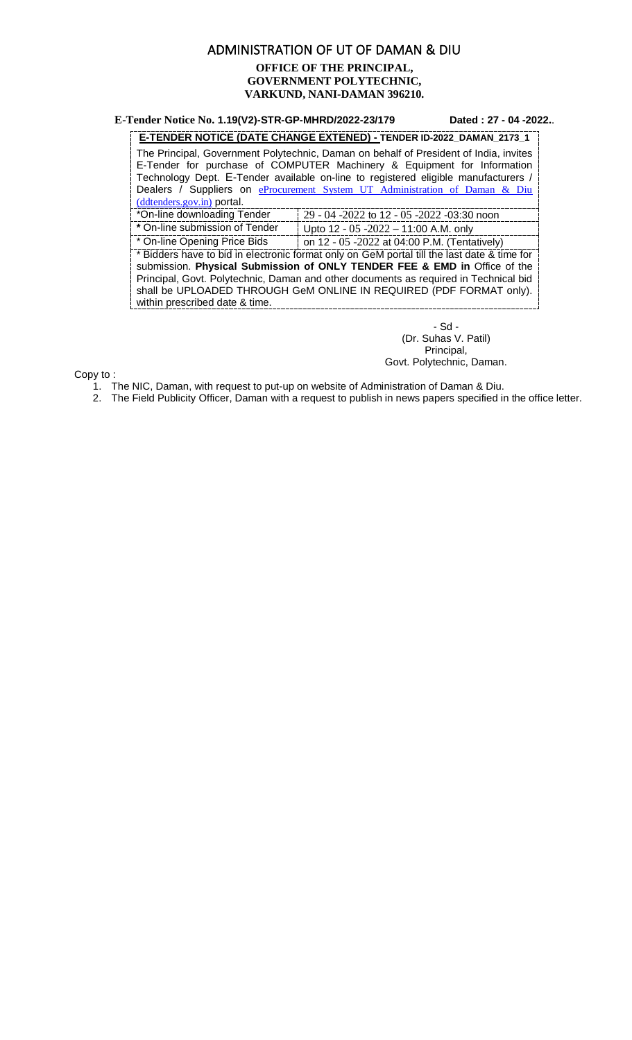# ADMINISTRATION OF UT OF DAMAN & DIU

**OFFICE OF THE PRINCIPAL,**
**GOVERNMENT POLYTECHNIC,**
**VARKUND, NANI-DAMAN 396210.**

**E-Tender Notice No. 1.19(V2)-STR-GP-MHRD/2022-23/179** **Dated : 27 - 04 -2022.**.

**E-TENDER NOTICE (DATE CHANGE EXTENED) - TENDER ID-2022_DAMAN_2173_1**

The Principal, Government Polytechnic, Daman on behalf of President of India, invites E-Tender for purchase of COMPUTER Machinery & Equipment for Information Technology Dept. E-Tender available on-line to registered eligible manufacturers / Dealers / Suppliers on eProcurement System UT Administration of Daman & Diu (ddtenders.gov.in) portal.

| | |
|---|---|
| *On-line downloading Tender | 29 - 04 -2022 to 12 - 05 -2022 -03:30 noon |
| * On-line submission of Tender | Upto 12 - 05 -2022 – 11:00 A.M. only |
| * On-line Opening Price Bids | on 12 - 05 -2022 at 04:00 P.M. (Tentatively) |

* Bidders have to bid in electronic format only on GeM portal till the last date & time for submission. **Physical Submission of ONLY TENDER FEE & EMD in** Office of the Principal, Govt. Polytechnic, Daman and other documents as required in Technical bid shall be UPLOADED THROUGH GeM ONLINE IN REQUIRED (PDF FORMAT only). within prescribed date & time.

- Sd -
(Dr. Suhas V. Patil)
Principal,
Govt. Polytechnic, Daman.

Copy to :

1. The NIC, Daman, with request to put-up on website of Administration of Daman & Diu.
2. The Field Publicity Officer, Daman with a request to publish in news papers specified in the office letter.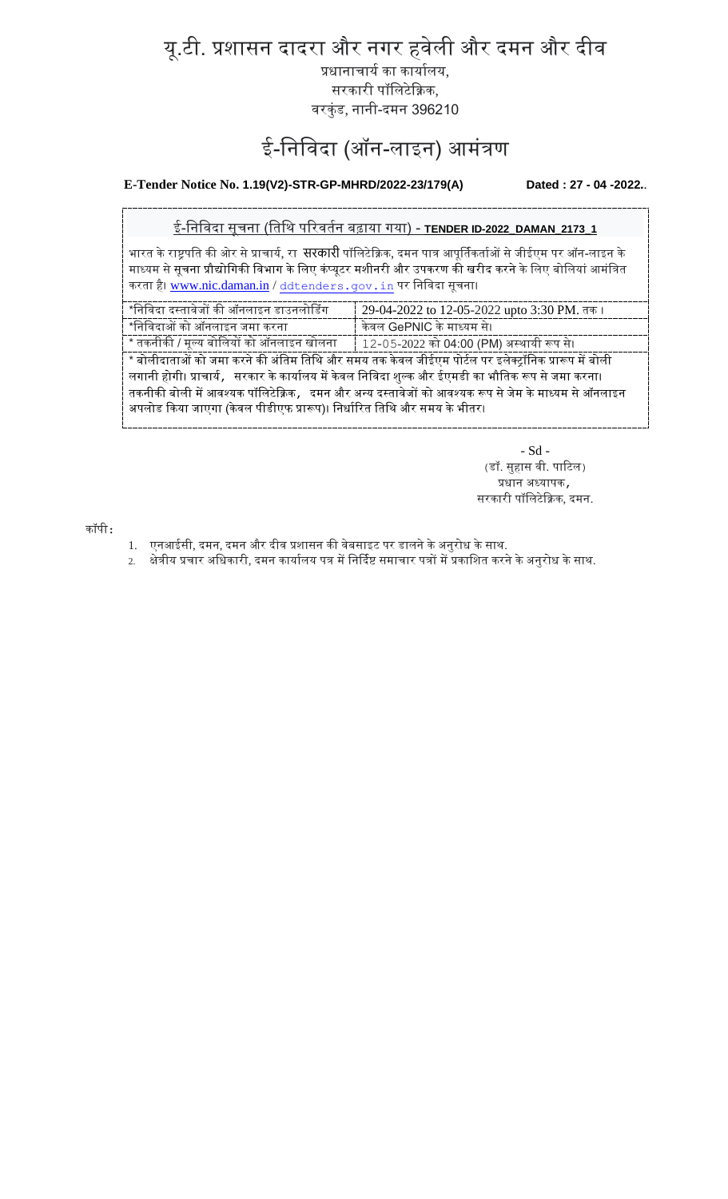# यू.टी. प्रशासन दादरा और नगर हवेली और दमन और दीव

प्रधानाचार्य का कार्यालय,
सरकारी पॉलिटेक्निक,
वरकुंड, नानी-दमन 396210

## ई-निविदा (ऑन-लाइन) आमंत्रण

**E-Tender Notice No. 1.19(V2)-STR-GP-MHRD/2022-23/179(A)** **Dated : 27 - 04 -2022.**.

ई-निविदा सूचना (तिथि परिवर्तन बढ़ाया गया) - **TENDER ID-2022_DAMAN_2173_1**

भारत के राष्ट्रपति की ओर से प्राचार्य, रा सरकारी पॉलिटेक्निक, दमन पात्र आपूर्तिकर्ताओं से जीईएम पर ऑन-लाइन के माध्यम से सूचना प्रौद्योगिकी विभाग के लिए कंप्यूटर मशीनरी और उपकरण की खरीद करने के लिए बोलियां आमंत्रित करता है। www.nic.daman.in / ddtenders.gov.in पर निविदा सूचना।

| | |
|---|---|
| *निविदा दस्तावेजों की ऑनलाइन डाउनलोडिंग | 29-04-2022 to 12-05-2022 upto 3:30 PM. तक। |
| *निविदाओं को ऑनलाइन जमा करना | केवल GePNIC के माध्यम से। |
| * तकनीकी / मूल्य बोलियों को ऑनलाइन खोलना | 12-05-2022 को 04:00 (PM) अस्थायी रूप से। |

* बोलीदाताओं को जमा करने की अंतिम तिथि और समय तक केवल जीईएम पोर्टल पर इलेक्ट्रॉनिक प्रारूप में बोली लगानी होगी। प्राचार्य, सरकार के कार्यालय में केवल निविदा शुल्क और ईएमडी का भौतिक रूप से जमा करना। तकनीकी बोली में आवश्यक पॉलिटेक्निक, दमन और अन्य दस्तावेजों को आवश्यक रूप से जेम के माध्यम से ऑनलाइन अपलोड किया जाएगा (केवल पीडीएफ प्रारूप)। निर्धारित तिथि और समय के भीतर।

- Sd -
(डॉ. सुहास वी. पाटिल)
प्रधान अध्यापक,
सरकारी पॉलिटेक्निक, दमन.

कॉपी:

1. एनआईसी, दमन, दमन और दीव प्रशासन की वेबसाइट पर डालने के अनुरोध के साथ.
2. क्षेत्रीय प्रचार अधिकारी, दमन कार्यालय पत्र में निर्दिष्ट समाचार पत्रों में प्रकाशित करने के अनुरोध के साथ.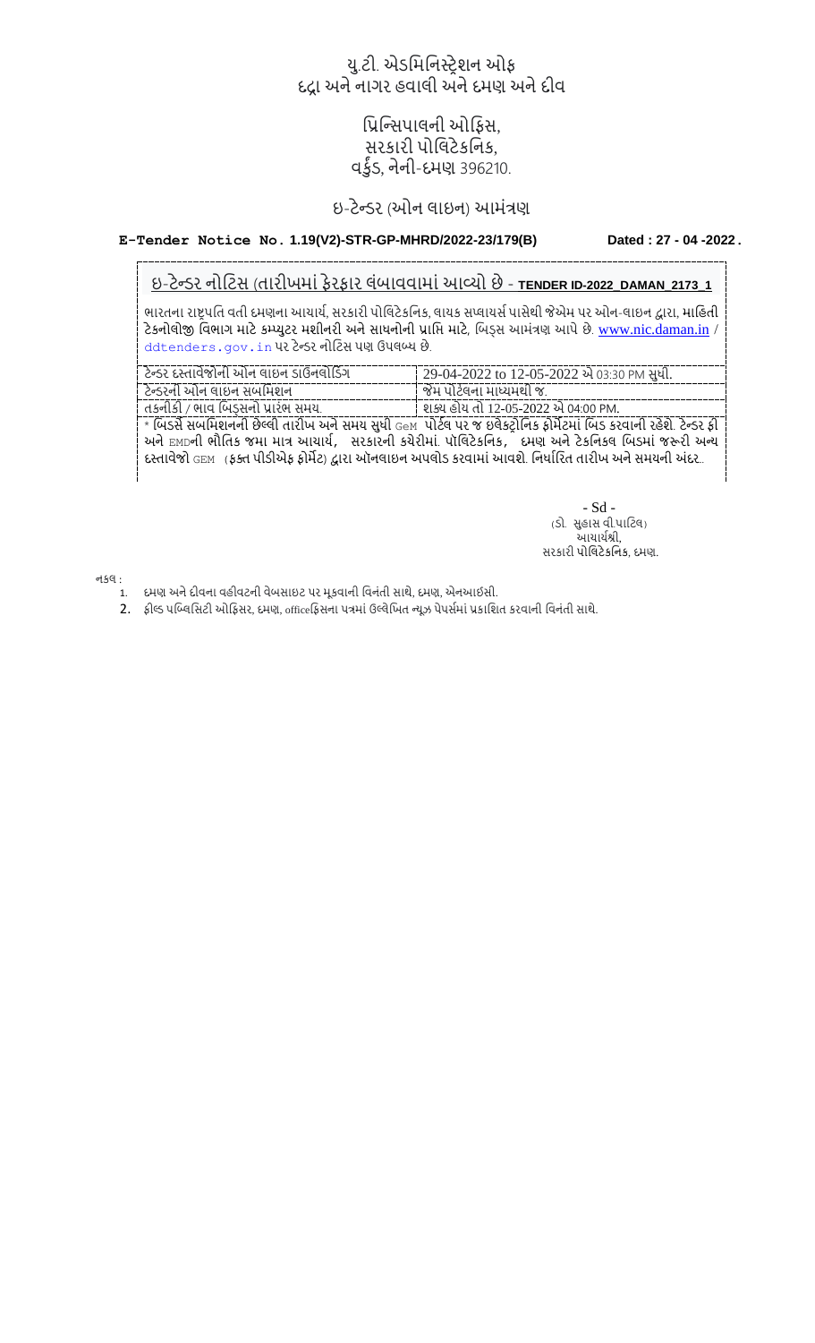# યુ.ટી. એડમિનિસ્ટ્રેશન ઓફ
# દદ્રા અને નાગર હવાલી અને દમણ અને દીવ

## પ્રિન્સિપાલની ઓફિસ,
## સરકારી પોલિટેકનિક,
## વર્કુંડ, નેની-દમણ 396210.

### ઇ-ટેન્ડર (ઓન લાઇન) આમંત્રણ

**E-Tender Notice No. 1.19(V2)-STR-GP-MHRD/2022-23/179(B)** **Dated : 27 - 04 -2022 .**

**ઇ-ટેન્ડર નોટિસ (તારીખમાં ફેરફાર લંબાવવામાં આવ્યો છે - TENDER ID-2022_DAMAN_2173_1**

ભારતના રાષ્ટ્રપતિ વતી દમણના આચાર્ય, સરકારી પોલિટેકનિક, લાયક સપ્લાયર્સ પાસેથી જેએમ પર ઓન-લાઇન દ્વારા, માહિતી ટેકનોલોજી વિભાગ માટે કમ્પ્યુટર મશીનરી અને સાધનોની પ્રાપ્તિ માટે, બિડ્સ આમંત્રણ આપે છે. www.nic.daman.in / ddtenders.gov.in પર ટેન્ડર નોટિસ પણ ઉપલબ્ધ છે.

| | |
|---|---|
| ટેન્ડર દસ્તાવેજોની ઓન લાઇન ડાઉનલોડિંગ | 29-04-2022 to 12-05-2022 એ 03:30 PM સુધી. |
| ટેન્ડરની ઓન લાઇન સબમિશન | જેમ પોર્ટલના માધ્યમથી જ. |
| તકનીકી / ભાવ બિડ્સનો પ્રારંભ સમય. | શક્ય હોય તો 12-05-2022 એ 04:00 PM. |

\* બિડર્સે સબમિશનની છેલ્લી તારીખ અને સમય સુધી GeM પોર્ટલ પર જ ઇલેક્ટ્રોનિક ફોર્મેટમાં બિડ કરવાની રહેશે. ટેન્ડર ફી અને EMDની ભૌતિક જમા માત્ર આચાર્ય, સરકારની કચેરીમાં. પૉલિટેકનિક, દમણ અને ટેકનિકલ બિડમાં જરૂરી અન્ય દસ્તાવેજો GEM (ફક્ત પીડીએફ ફોર્મેટ) દ્વારા ઑનલાઇન અપલોડ કરવામાં આવશે. નિર્ધારિત તારીખ અને સમયની અંદર..

- Sd -
(ડૉ. સુહાસ વી.પાટિલ)
આચાર્યશ્રી,
સરકારી પોલિટેકનિક, દમણ.

નકલ :

1. દમણ અને દીવના વહીવટની વેબસાઇટ પર મૂકવાની વિનંતી સાથે, દમણ, એનઆઇસી.
2. ફીલ્ડ પબ્લિસિટી ઓફિસર, દમણ, officeફિસના પત્રમાં ઉલ્લેખિત ન્યૂઝ પેપર્સમાં પ્રકાશિત કરવાની વિનંતી સાથે.